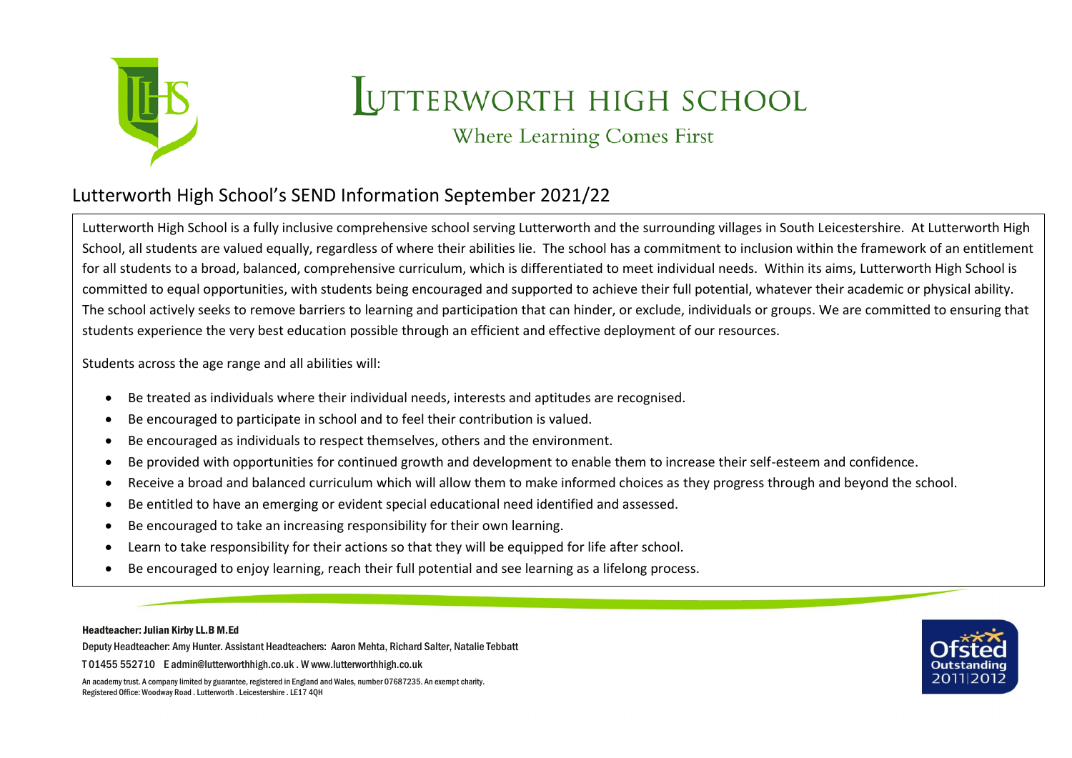# Lutterworth High School

Where Learning Comes First

## Lutterworth High School's SEND Information September 2021/22

Lutterworth High School is a fully inclusive comprehensive school serving Lutterworth and the surrounding villages in South Leicestershire. At Lutterworth High School, all students are valued equally, regardless of where their abilities lie. The school has a commitment to inclusion within the framework of an entitlement for all students to a broad, balanced, comprehensive curriculum, which is differentiated to meet individual needs. Within its aims, Lutterworth High School is committed to equal opportunities, with students being encouraged and supported to achieve their full potential, whatever their academic or physical ability. The school actively seeks to remove barriers to learning and participation that can hinder, or exclude, individuals or groups. We are committed to ensuring that students experience the very best education possible through an efficient and effective deployment of our resources.

Students across the age range and all abilities will:

- Be treated as individuals where their individual needs, interests and aptitudes are recognised.
- Be encouraged to participate in school and to feel their contribution is valued.
- Be encouraged as individuals to respect themselves, others and the environment.
- Be provided with opportunities for continued growth and development to enable them to increase their self-esteem and confidence.
- Receive a broad and balanced curriculum which will allow them to make informed choices as they progress through and beyond the school.
- Be entitled to have an emerging or evident special educational need identified and assessed.
- Be encouraged to take an increasing responsibility for their own learning.
- Learn to take responsibility for their actions so that they will be equipped for life after school.
- Be encouraged to enjoy learning, reach their full potential and see learning as a lifelong process.

**Headteacher: Julian Kirby LL.B M.Ed**

Deputy Headteacher: Amy Hunter. Assistant Headteachers: Aaron Mehta, Richard Salter, Natalie Tebbatt

T 01455 552710 E admin@lutterworthhigh.co.uk . W www.lutterworthhigh.co.uk

An academy trust. A company limited by guarantee, registered in England and Wales, number 07687235. An exempt charity.
Registered Office: Woodway Road . Lutterworth . Leicestershire . LE17 4QH

Ofsted Outstanding 2011|2012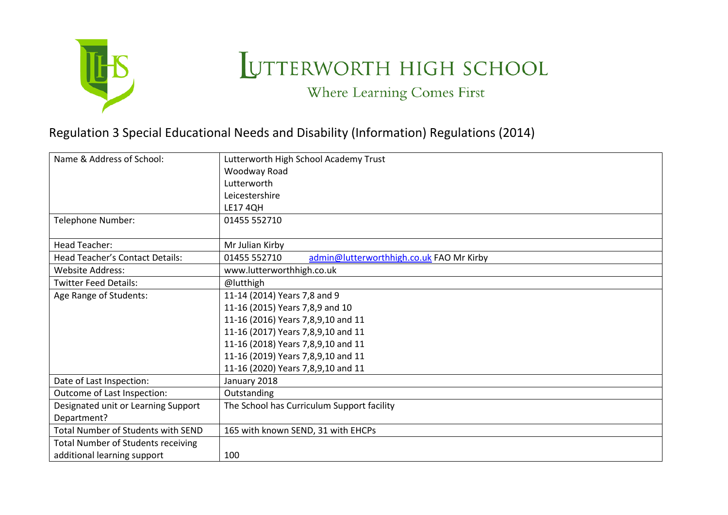# Lutterworth High School

Where Learning Comes First

## Regulation 3 Special Educational Needs and Disability (Information) Regulations (2014)

| Name & Address of School: | Lutterworth High School Academy Trust<br>Woodway Road<br>Lutterworth<br>Leicestershire<br>LE17 4QH |
|---|---|
| Telephone Number: | 01455 552710 |
| Head Teacher: | Mr Julian Kirby |
| Head Teacher's Contact Details: | 01455 552710 admin@lutterworthhigh.co.uk FAO Mr Kirby |
| Website Address: | www.lutterworthhigh.co.uk |
| Twitter Feed Details: | @lutthigh |
| Age Range of Students: | 11-14 (2014) Years 7,8 and 9<br>11-16 (2015) Years 7,8,9 and 10<br>11-16 (2016) Years 7,8,9,10 and 11<br>11-16 (2017) Years 7,8,9,10 and 11<br>11-16 (2018) Years 7,8,9,10 and 11<br>11-16 (2019) Years 7,8,9,10 and 11<br>11-16 (2020) Years 7,8,9,10 and 11 |
| Date of Last Inspection: | January 2018 |
| Outcome of Last Inspection: | Outstanding |
| Designated unit or Learning Support Department? | The School has Curriculum Support facility |
| Total Number of Students with SEND | 165 with known SEND, 31 with EHCPs |
| Total Number of Students receiving additional learning support | 100 |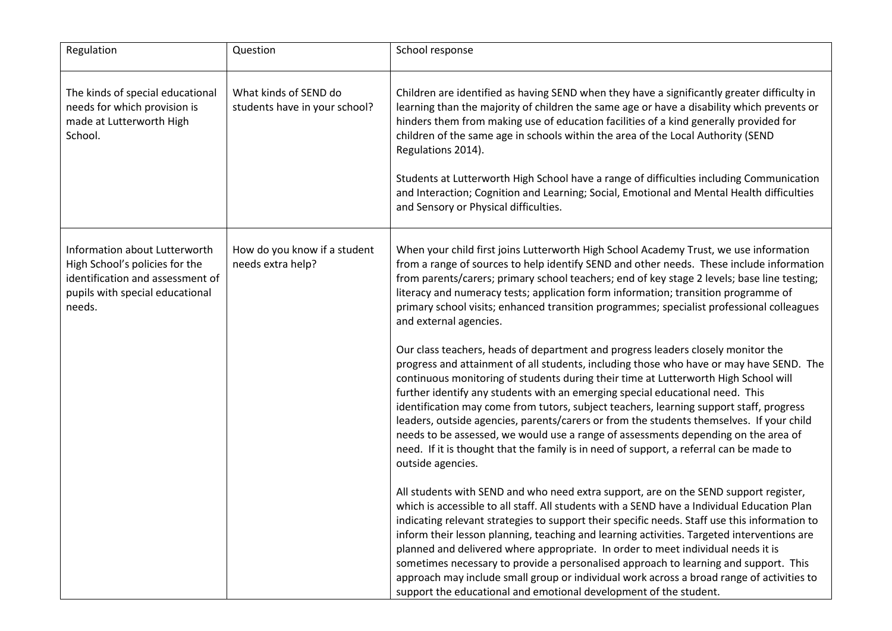| Regulation | Question | School response |
|---|---|---|
| The kinds of special educational needs for which provision is made at Lutterworth High School. | What kinds of SEND do students have in your school? | Children are identified as having SEND when they have a significantly greater difficulty in learning than the majority of children the same age or have a disability which prevents or hinders them from making use of education facilities of a kind generally provided for children of the same age in schools within the area of the Local Authority (SEND Regulations 2014).<br><br>Students at Lutterworth High School have a range of difficulties including Communication and Interaction; Cognition and Learning; Social, Emotional and Mental Health difficulties and Sensory or Physical difficulties. |
| Information about Lutterworth High School's policies for the identification and assessment of pupils with special educational needs. | How do you know if a student needs extra help? | When your child first joins Lutterworth High School Academy Trust, we use information from a range of sources to help identify SEND and other needs. These include information from parents/carers; primary school teachers; end of key stage 2 levels; base line testing; literacy and numeracy tests; application form information; transition programme of primary school visits; enhanced transition programmes; specialist professional colleagues and external agencies.<br><br>Our class teachers, heads of department and progress leaders closely monitor the progress and attainment of all students, including those who have or may have SEND. The continuous monitoring of students during their time at Lutterworth High School will further identify any students with an emerging special educational need. This identification may come from tutors, subject teachers, learning support staff, progress leaders, outside agencies, parents/carers or from the students themselves. If your child needs to be assessed, we would use a range of assessments depending on the area of need. If it is thought that the family is in need of support, a referral can be made to outside agencies.<br><br>All students with SEND and who need extra support, are on the SEND support register, which is accessible to all staff. All students with a SEND have a Individual Education Plan indicating relevant strategies to support their specific needs. Staff use this information to inform their lesson planning, teaching and learning activities. Targeted interventions are planned and delivered where appropriate. In order to meet individual needs it is sometimes necessary to provide a personalised approach to learning and support. This approach may include small group or individual work across a broad range of activities to support the educational and emotional development of the student. |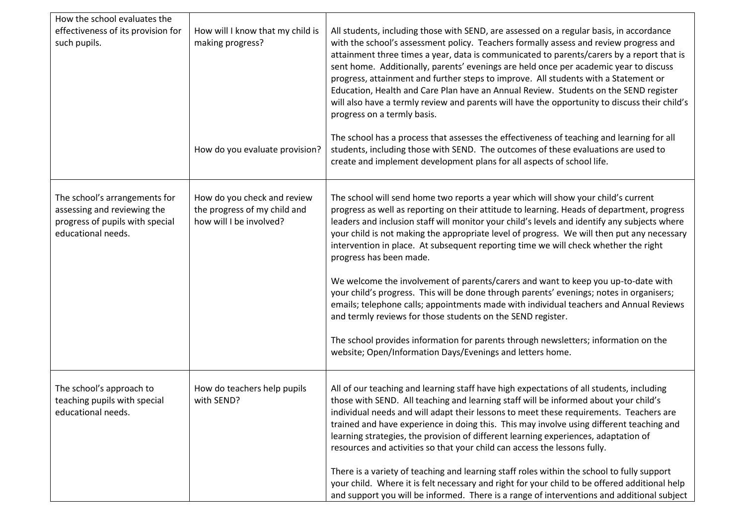| | | |
|---|---|---|
| How the school evaluates the effectiveness of its provision for such pupils. | How will I know that my child is making progress?<br><br>How do you evaluate provision? | All students, including those with SEND, are assessed on a regular basis, in accordance with the school's assessment policy. Teachers formally assess and review progress and attainment three times a year, data is communicated to parents/carers by a report that is sent home. Additionally, parents' evenings are held once per academic year to discuss progress, attainment and further steps to improve. All students with a Statement or Education, Health and Care Plan have an Annual Review. Students on the SEND register will also have a termly review and parents will have the opportunity to discuss their child's progress on a termly basis.<br><br>The school has a process that assesses the effectiveness of teaching and learning for all students, including those with SEND. The outcomes of these evaluations are used to create and implement development plans for all aspects of school life. |
| The school's arrangements for assessing and reviewing the progress of pupils with special educational needs. | How do you check and review the progress of my child and how will I be involved? | The school will send home two reports a year which will show your child's current progress as well as reporting on their attitude to learning. Heads of department, progress leaders and inclusion staff will monitor your child's levels and identify any subjects where your child is not making the appropriate level of progress. We will then put any necessary intervention in place. At subsequent reporting time we will check whether the right progress has been made.<br><br>We welcome the involvement of parents/carers and want to keep you up-to-date with your child's progress. This will be done through parents' evenings; notes in organisers; emails; telephone calls; appointments made with individual teachers and Annual Reviews and termly reviews for those students on the SEND register.<br><br>The school provides information for parents through newsletters; information on the website; Open/Information Days/Evenings and letters home. |
| The school's approach to teaching pupils with special educational needs. | How do teachers help pupils with SEND? | All of our teaching and learning staff have high expectations of all students, including those with SEND. All teaching and learning staff will be informed about your child's individual needs and will adapt their lessons to meet these requirements. Teachers are trained and have experience in doing this. This may involve using different teaching and learning strategies, the provision of different learning experiences, adaptation of resources and activities so that your child can access the lessons fully.<br><br>There is a variety of teaching and learning staff roles within the school to fully support your child. Where it is felt necessary and right for your child to be offered additional help and support you will be informed. There is a range of interventions and additional subject |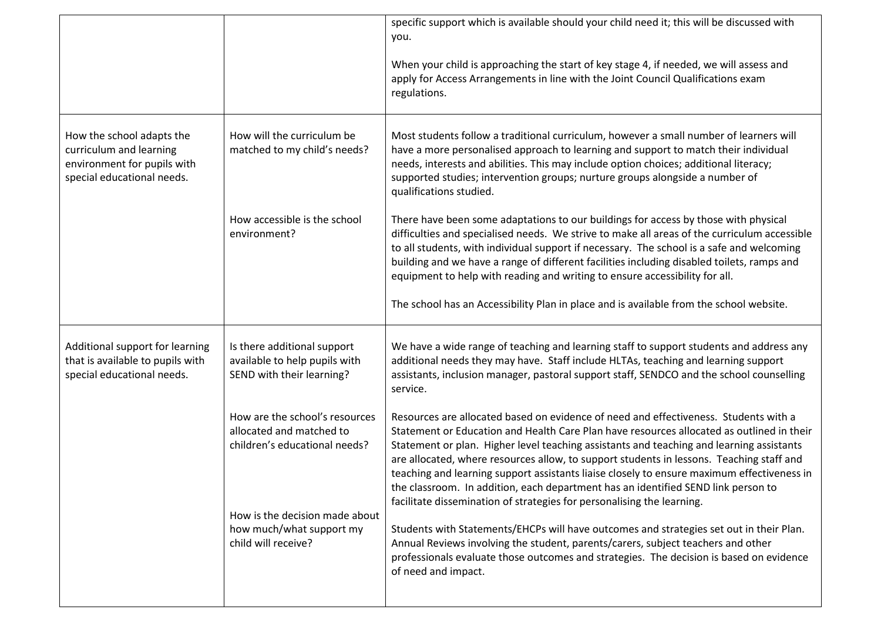|  |  |  |
|---|---|---|
|  |  | specific support which is available should your child need it; this will be discussed with you.<br><br>When your child is approaching the start of key stage 4, if needed, we will assess and apply for Access Arrangements in line with the Joint Council Qualifications exam regulations. |
| How the school adapts the curriculum and learning environment for pupils with special educational needs. | How will the curriculum be matched to my child's needs? | Most students follow a traditional curriculum, however a small number of learners will have a more personalised approach to learning and support to match their individual needs, interests and abilities. This may include option choices; additional literacy; supported studies; intervention groups; nurture groups alongside a number of qualifications studied. |
|  | How accessible is the school environment? | There have been some adaptations to our buildings for access by those with physical difficulties and specialised needs. We strive to make all areas of the curriculum accessible to all students, with individual support if necessary. The school is a safe and welcoming building and we have a range of different facilities including disabled toilets, ramps and equipment to help with reading and writing to ensure accessibility for all.<br><br>The school has an Accessibility Plan in place and is available from the school website. |
| Additional support for learning that is available to pupils with special educational needs. | Is there additional support available to help pupils with SEND with their learning? | We have a wide range of teaching and learning staff to support students and address any additional needs they may have. Staff include HLTAs, teaching and learning support assistants, inclusion manager, pastoral support staff, SENDCO and the school counselling service. |
|  | How are the school's resources allocated and matched to children's educational needs? | Resources are allocated based on evidence of need and effectiveness. Students with a Statement or Education and Health Care Plan have resources allocated as outlined in their Statement or plan. Higher level teaching assistants and teaching and learning assistants are allocated, where resources allow, to support students in lessons. Teaching staff and teaching and learning support assistants liaise closely to ensure maximum effectiveness in the classroom. In addition, each department has an identified SEND link person to facilitate dissemination of strategies for personalising the learning. |
|  | How is the decision made about how much/what support my child will receive? | Students with Statements/EHCPs will have outcomes and strategies set out in their Plan. Annual Reviews involving the student, parents/carers, subject teachers and other professionals evaluate those outcomes and strategies. The decision is based on evidence of need and impact. |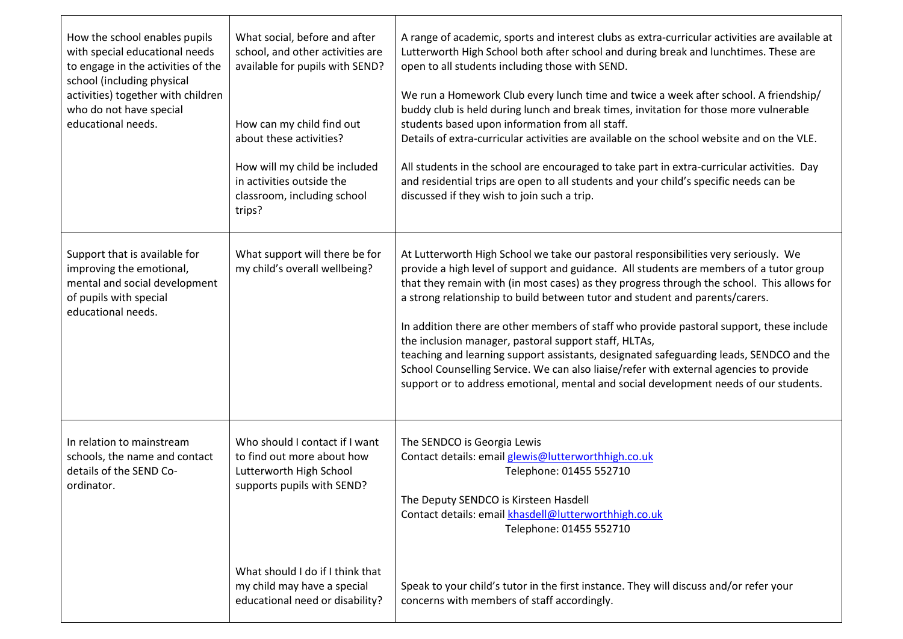| | | |
|---|---|---|
| How the school enables pupils with special educational needs to engage in the activities of the school (including physical activities) together with children who do not have special educational needs. | What social, before and after school, and other activities are available for pupils with SEND?<br><br>How can my child find out about these activities?<br><br>How will my child be included in activities outside the classroom, including school trips? | A range of academic, sports and interest clubs as extra-curricular activities are available at Lutterworth High School both after school and during break and lunchtimes. These are open to all students including those with SEND.<br><br>We run a Homework Club every lunch time and twice a week after school. A friendship/ buddy club is held during lunch and break times, invitation for those more vulnerable students based upon information from all staff.<br>Details of extra-curricular activities are available on the school website and on the VLE.<br><br>All students in the school are encouraged to take part in extra-curricular activities. Day and residential trips are open to all students and your child's specific needs can be discussed if they wish to join such a trip. |
| Support that is available for improving the emotional, mental and social development of pupils with special educational needs. | What support will there be for my child's overall wellbeing? | At Lutterworth High School we take our pastoral responsibilities very seriously. We provide a high level of support and guidance. All students are members of a tutor group that they remain with (in most cases) as they progress through the school. This allows for a strong relationship to build between tutor and student and parents/carers.<br><br>In addition there are other members of staff who provide pastoral support, these include the inclusion manager, pastoral support staff, HLTAs, teaching and learning support assistants, designated safeguarding leads, SENDCO and the School Counselling Service. We can also liaise/refer with external agencies to provide support or to address emotional, mental and social development needs of our students. |
| In relation to mainstream schools, the name and contact details of the SEND Co-ordinator. | Who should I contact if I want to find out more about how Lutterworth High School supports pupils with SEND?<br><br>What should I do if I think that my child may have a special educational need or disability? | The SENDCO is Georgia Lewis<br>Contact details: email glewis@lutterworthhigh.co.uk<br>Telephone: 01455 552710<br><br>The Deputy SENDCO is Kirsteen Hasdell<br>Contact details: email khasdell@lutterworthhigh.co.uk<br>Telephone: 01455 552710<br><br>Speak to your child's tutor in the first instance. They will discuss and/or refer your concerns with members of staff accordingly. |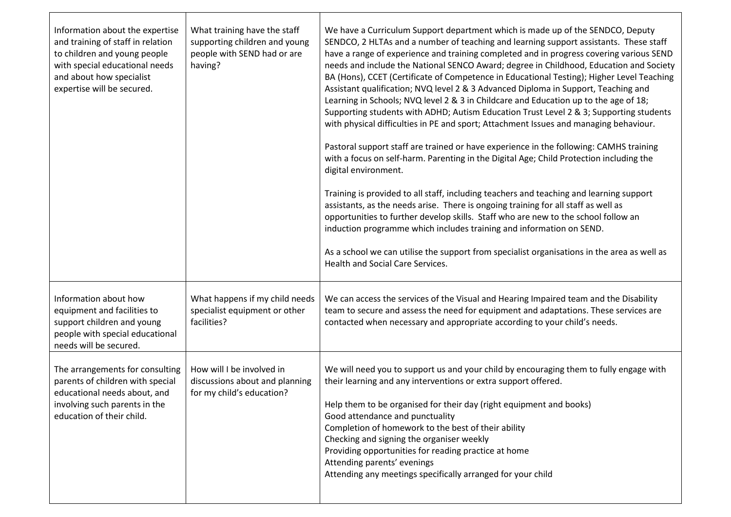| | | |
|---|---|---|
| Information about the expertise and training of staff in relation to children and young people with special educational needs and about how specialist expertise will be secured. | What training have the staff supporting children and young people with SEND had or are having? | We have a Curriculum Support department which is made up of the SENDCO, Deputy SENDCO, 2 HLTAs and a number of teaching and learning support assistants. These staff have a range of experience and training completed and in progress covering various SEND needs and include the National SENCO Award; degree in Childhood, Education and Society BA (Hons), CCET (Certificate of Competence in Educational Testing); Higher Level Teaching Assistant qualification; NVQ level 2 & 3 Advanced Diploma in Support, Teaching and Learning in Schools; NVQ level 2 & 3 in Childcare and Education up to the age of 18; Supporting students with ADHD; Autism Education Trust Level 2 & 3; Supporting students with physical difficulties in PE and sport; Attachment Issues and managing behaviour.<br><br>Pastoral support staff are trained or have experience in the following: CAMHS training with a focus on self-harm. Parenting in the Digital Age; Child Protection including the digital environment.<br><br>Training is provided to all staff, including teachers and teaching and learning support assistants, as the needs arise. There is ongoing training for all staff as well as opportunities to further develop skills. Staff who are new to the school follow an induction programme which includes training and information on SEND.<br><br>As a school we can utilise the support from specialist organisations in the area as well as Health and Social Care Services. |
| Information about how equipment and facilities to support children and young people with special educational needs will be secured. | What happens if my child needs specialist equipment or other facilities? | We can access the services of the Visual and Hearing Impaired team and the Disability team to secure and assess the need for equipment and adaptations. These services are contacted when necessary and appropriate according to your child's needs. |
| The arrangements for consulting parents of children with special educational needs about, and involving such parents in the education of their child. | How will I be involved in discussions about and planning for my child's education? | We will need you to support us and your child by encouraging them to fully engage with their learning and any interventions or extra support offered.<br><br>Help them to be organised for their day (right equipment and books)<br>Good attendance and punctuality<br>Completion of homework to the best of their ability<br>Checking and signing the organiser weekly<br>Providing opportunities for reading practice at home<br>Attending parents' evenings<br>Attending any meetings specifically arranged for your child |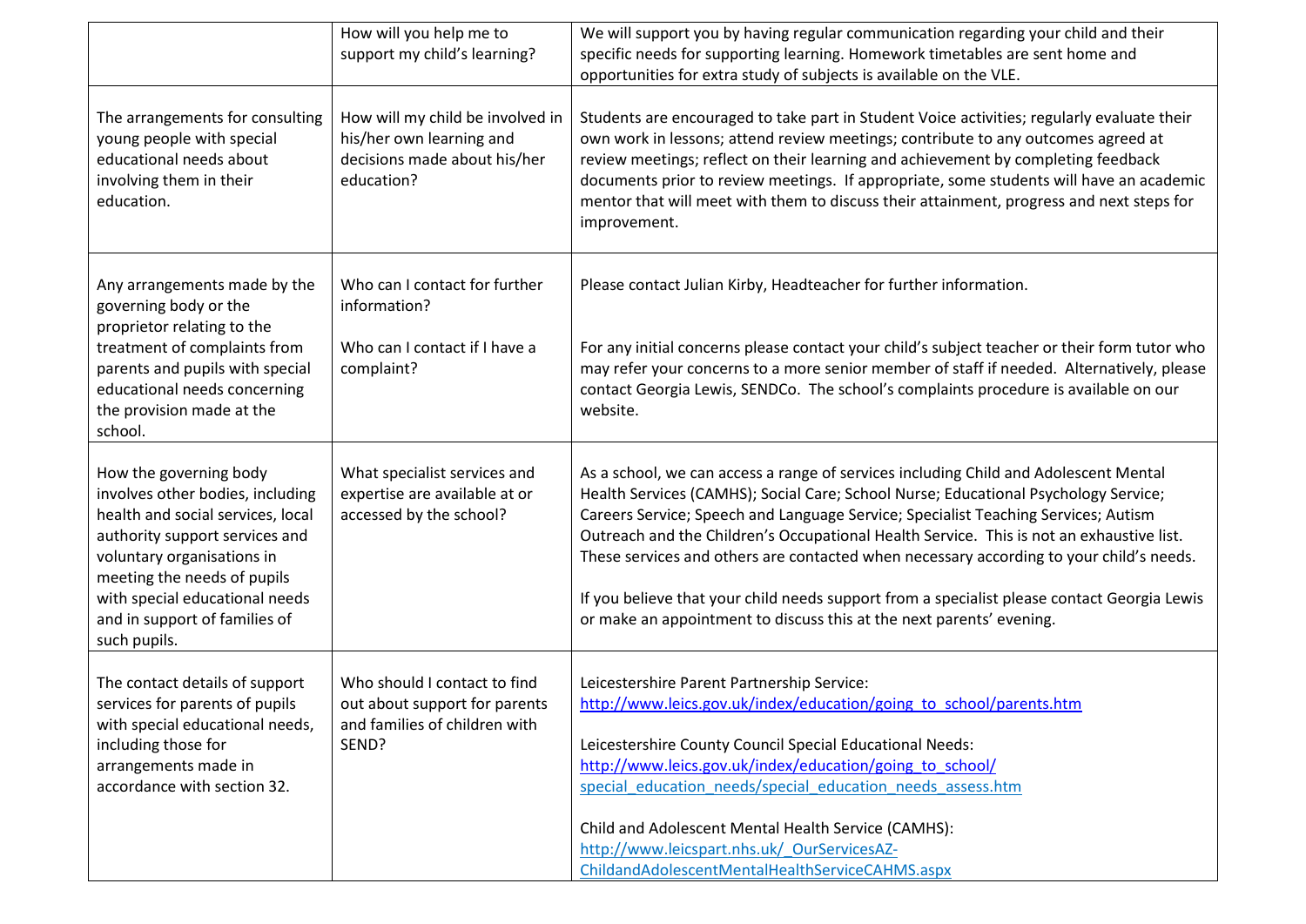| | | |
|---|---|---|
| | How will you help me to support my child's learning? | We will support you by having regular communication regarding your child and their specific needs for supporting learning. Homework timetables are sent home and opportunities for extra study of subjects is available on the VLE. |
| The arrangements for consulting young people with special educational needs about involving them in their education. | How will my child be involved in his/her own learning and decisions made about his/her education? | Students are encouraged to take part in Student Voice activities; regularly evaluate their own work in lessons; attend review meetings; contribute to any outcomes agreed at review meetings; reflect on their learning and achievement by completing feedback documents prior to review meetings. If appropriate, some students will have an academic mentor that will meet with them to discuss their attainment, progress and next steps for improvement. |
| Any arrangements made by the governing body or the proprietor relating to the treatment of complaints from parents and pupils with special educational needs concerning the provision made at the school. | Who can I contact for further information?<br><br>Who can I contact if I have a complaint? | Please contact Julian Kirby, Headteacher for further information.<br><br>For any initial concerns please contact your child's subject teacher or their form tutor who may refer your concerns to a more senior member of staff if needed. Alternatively, please contact Georgia Lewis, SENDCo. The school's complaints procedure is available on our website. |
| How the governing body involves other bodies, including health and social services, local authority support services and voluntary organisations in meeting the needs of pupils with special educational needs and in support of families of such pupils. | What specialist services and expertise are available at or accessed by the school? | As a school, we can access a range of services including Child and Adolescent Mental Health Services (CAMHS); Social Care; School Nurse; Educational Psychology Service; Careers Service; Speech and Language Service; Specialist Teaching Services; Autism Outreach and the Children's Occupational Health Service. This is not an exhaustive list. These services and others are contacted when necessary according to your child's needs.<br><br>If you believe that your child needs support from a specialist please contact Georgia Lewis or make an appointment to discuss this at the next parents' evening. |
| The contact details of support services for parents of pupils with special educational needs, including those for arrangements made in accordance with section 32. | Who should I contact to find out about support for parents and families of children with SEND? | Leicestershire Parent Partnership Service:<br>http://www.leics.gov.uk/index/education/going_to_school/parents.htm<br><br>Leicestershire County Council Special Educational Needs:<br>http://www.leics.gov.uk/index/education/going_to_school/special_education_needs/special_education_needs_assess.htm<br><br>Child and Adolescent Mental Health Service (CAMHS):<br>http://www.leicspart.nhs.uk/_OurServicesAZ-ChildandAdolescentMentalHealthServiceCAHMS.aspx |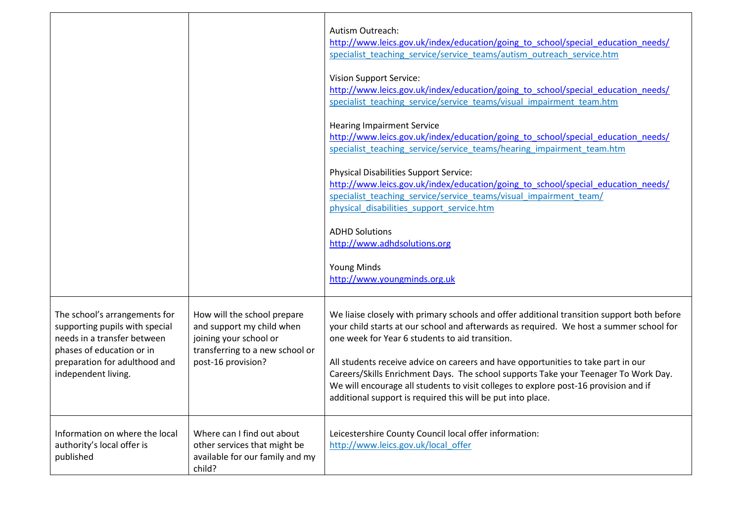| | | |
|---|---|---|
| | | Autism Outreach: http://www.leics.gov.uk/index/education/going_to_school/special_education_needs/specialist_teaching_service/service_teams/autism_outreach_service.htm<br><br>Vision Support Service: http://www.leics.gov.uk/index/education/going_to_school/special_education_needs/specialist_teaching_service/service_teams/visual_impairment_team.htm<br><br>Hearing Impairment Service http://www.leics.gov.uk/index/education/going_to_school/special_education_needs/specialist_teaching_service/service_teams/hearing_impairment_team.htm<br><br>Physical Disabilities Support Service: http://www.leics.gov.uk/index/education/going_to_school/special_education_needs/specialist_teaching_service/service_teams/visual_impairment_team/physical_disabilities_support_service.htm<br><br>ADHD Solutions http://www.adhdsolutions.org<br><br>Young Minds http://www.youngminds.org.uk |
| The school's arrangements for supporting pupils with special needs in a transfer between phases of education or in preparation for adulthood and independent living. | How will the school prepare and support my child when joining your school or transferring to a new school or post-16 provision? | We liaise closely with primary schools and offer additional transition support both before your child starts at our school and afterwards as required. We host a summer school for one week for Year 6 students to aid transition.<br><br>All students receive advice on careers and have opportunities to take part in our Careers/Skills Enrichment Days. The school supports Take your Teenager To Work Day. We will encourage all students to visit colleges to explore post-16 provision and if additional support is required this will be put into place. |
| Information on where the local authority's local offer is published | Where can I find out about other services that might be available for our family and my child? | Leicestershire County Council local offer information: http://www.leics.gov.uk/local_offer |